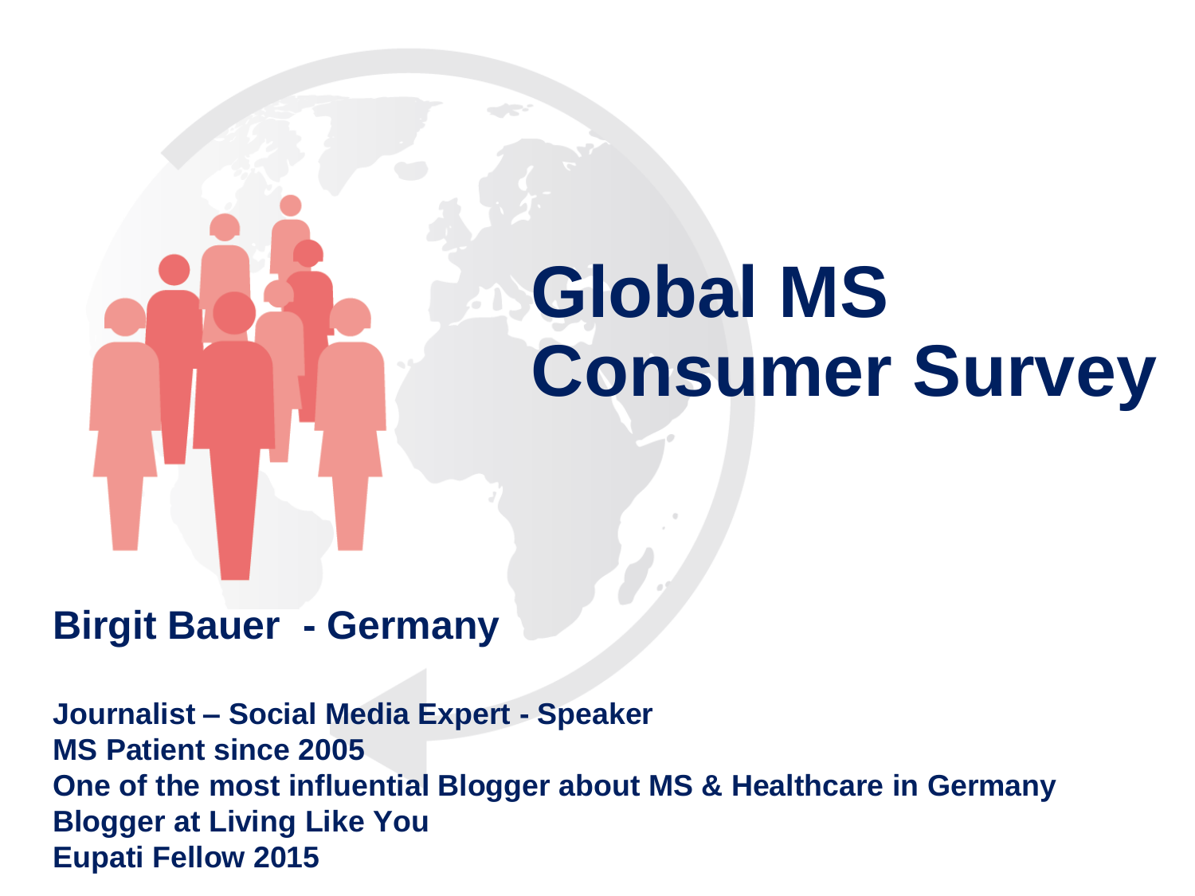# Global MS Consumer Survey

## Birgit Bauer - Germany

**Journalist – Social Media Expert - Speaker**
**MS Patient since 2005**
**One of the most influential Blogger about MS & Healthcare in Germany**
**Blogger at Living Like You**
**Eupati Fellow 2015**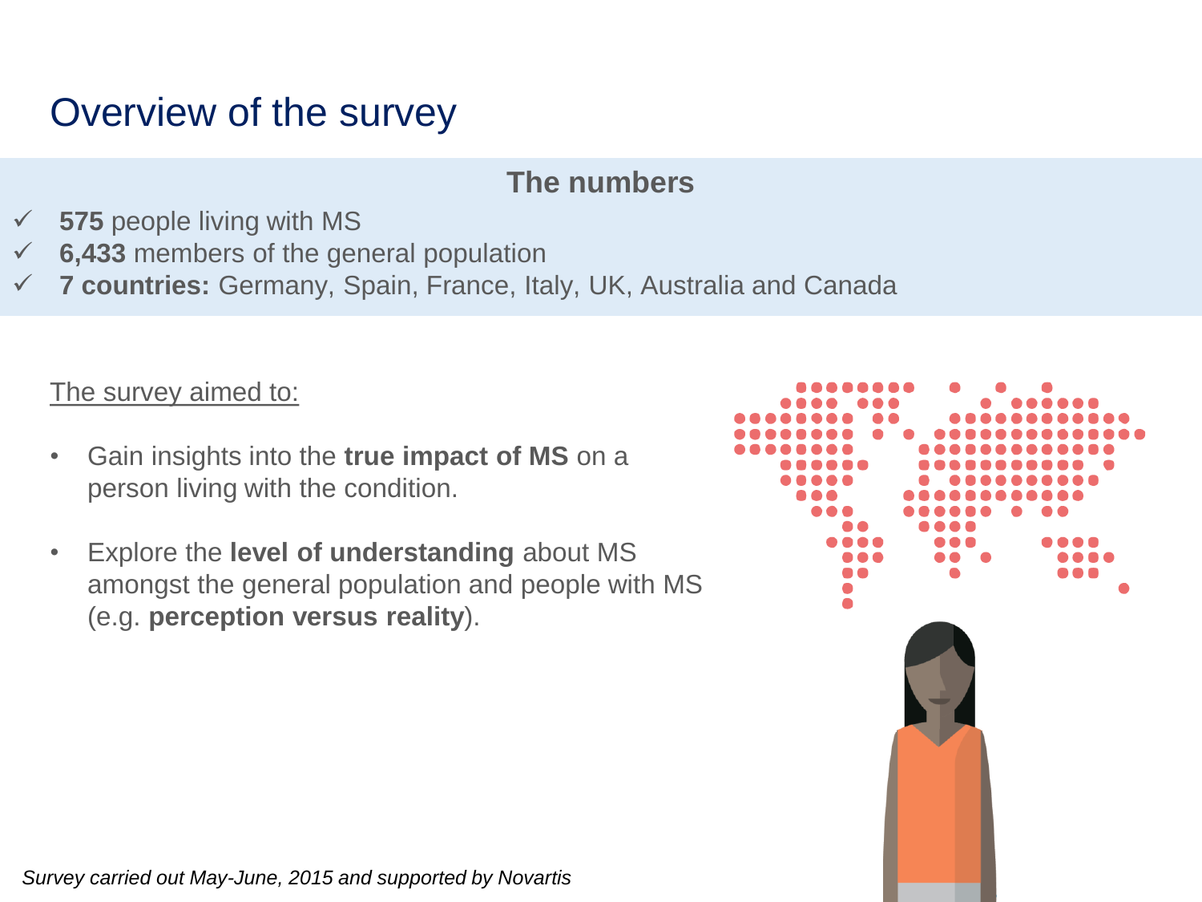# Overview of the survey

## The numbers

- ✓ **575** people living with MS
- ✓ **6,433** members of the general population
- ✓ **7 countries:** Germany, Spain, France, Italy, UK, Australia and Canada

The survey aimed to:

- Gain insights into the **true impact of MS** on a person living with the condition.
- Explore the **level of understanding** about MS amongst the general population and people with MS (e.g. **perception versus reality**).

*Survey carried out May-June, 2015 and supported by Novartis*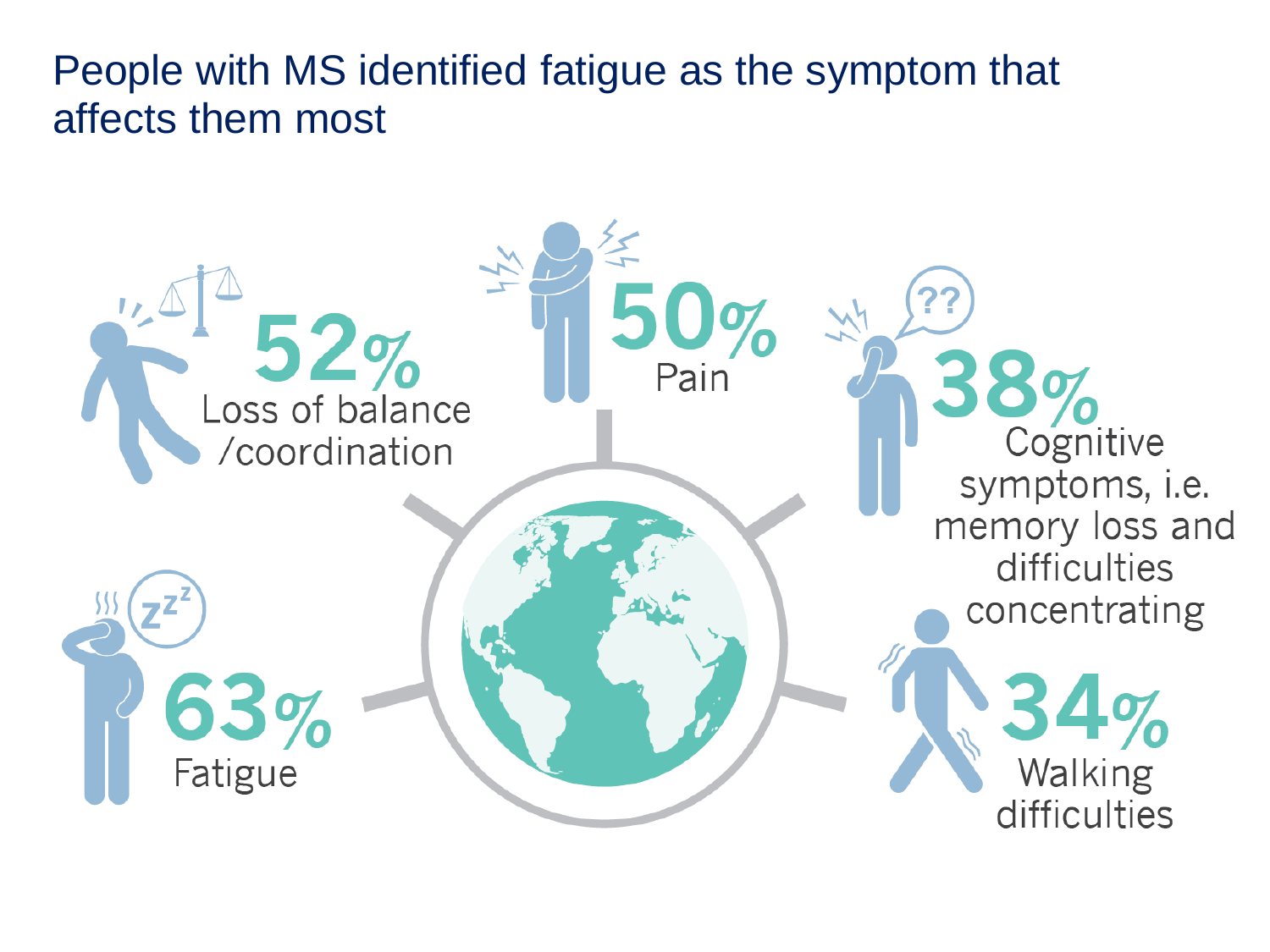# People with MS identified fatigue as the symptom that affects them most

**52%**
Loss of balance /coordination

**50%**
Pain

**38%**
Cognitive symptoms, i.e. memory loss and difficulties concentrating

**63%**
Fatigue

**34%**
Walking difficulties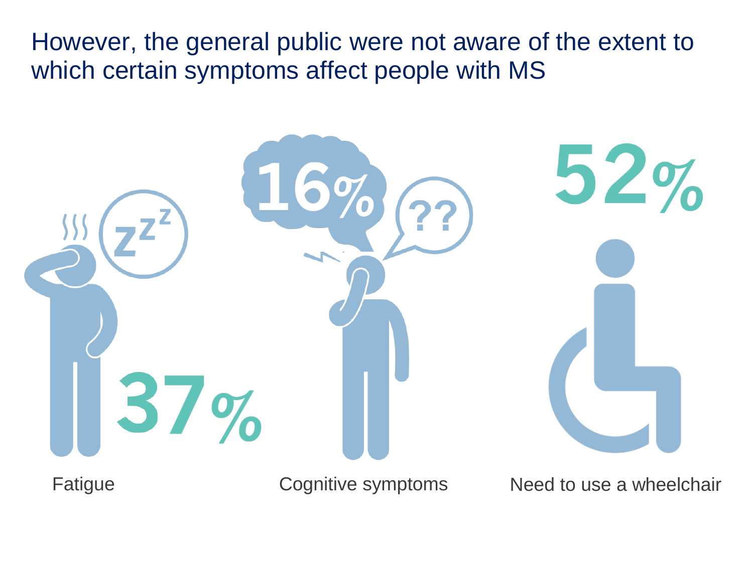# However, the general public were not aware of the extent to which certain symptoms affect people with MS

37%

Fatigue

16%

Cognitive symptoms

52%

Need to use a wheelchair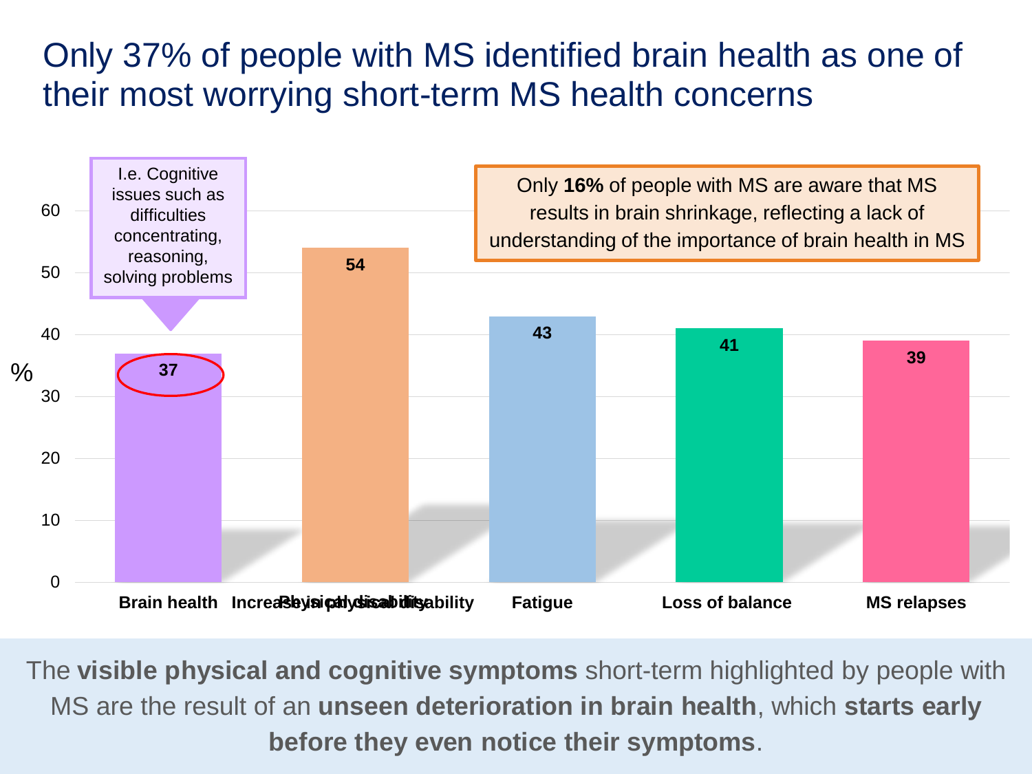# Only 37% of people with MS identified brain health as one of their most worrying short-term MS health concerns

I.e. Cognitive issues such as difficulties concentrating, reasoning, solving problems

Only **16%** of people with MS are aware that MS results in brain shrinkage, reflecting a lack of understanding of the importance of brain health in MS

| Concern | % |
|---|---|
| Brain health | 37 |
| Increase in physical disability | 54 |
| Fatigue | 43 |
| Loss of balance | 41 |
| MS relapses | 39 |

The **visible physical and cognitive symptoms** short-term highlighted by people with MS are the result of an **unseen deterioration in brain health**, which **starts early before they even notice their symptoms**.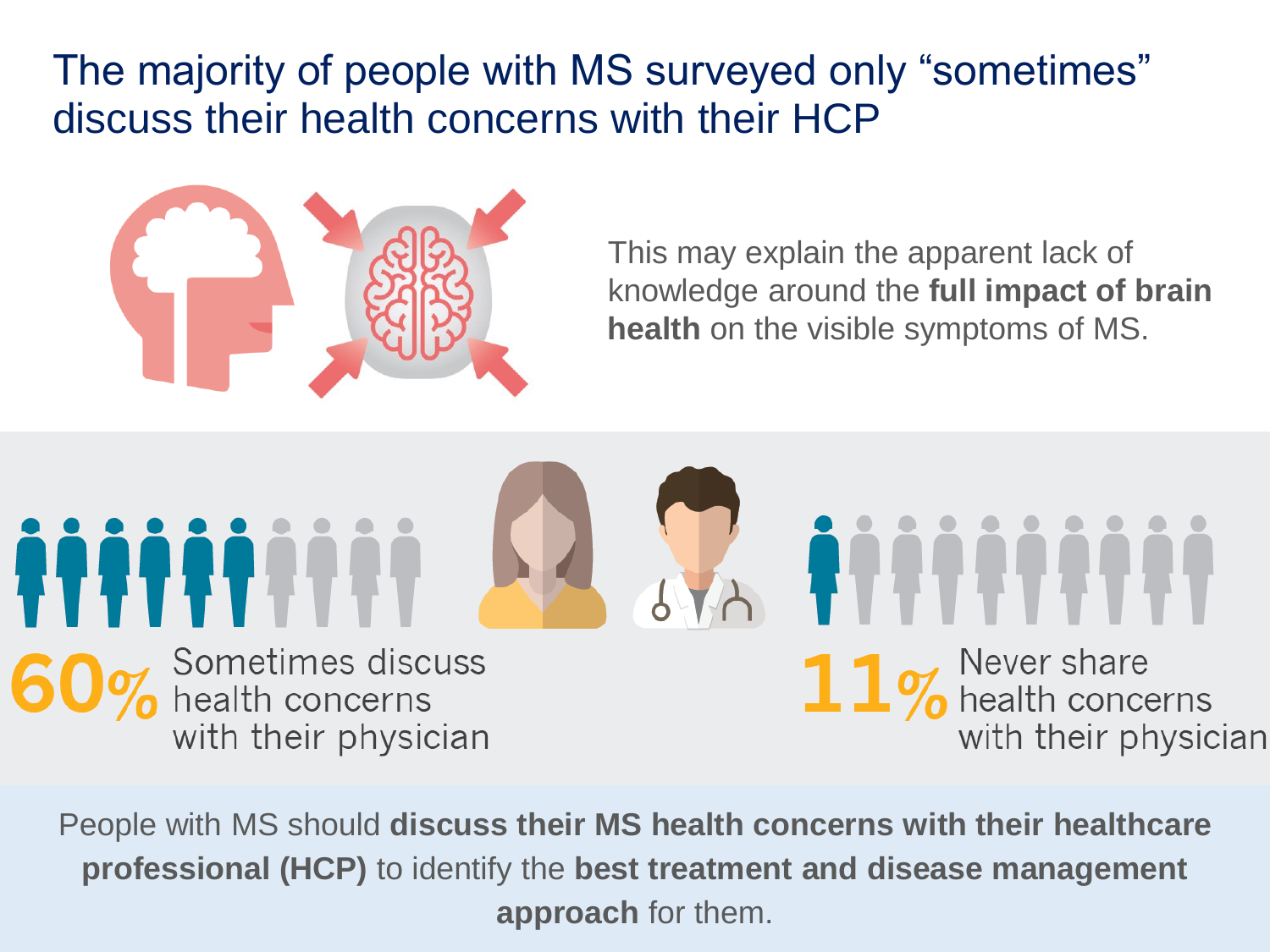# The majority of people with MS surveyed only "sometimes" discuss their health concerns with their HCP

This may explain the apparent lack of knowledge around the **full impact of brain health** on the visible symptoms of MS.

**60%** Sometimes discuss health concerns with their physician

**11%** Never share health concerns with their physician

People with MS should **discuss their MS health concerns with their healthcare professional (HCP)** to identify the **best treatment and disease management approach** for them.